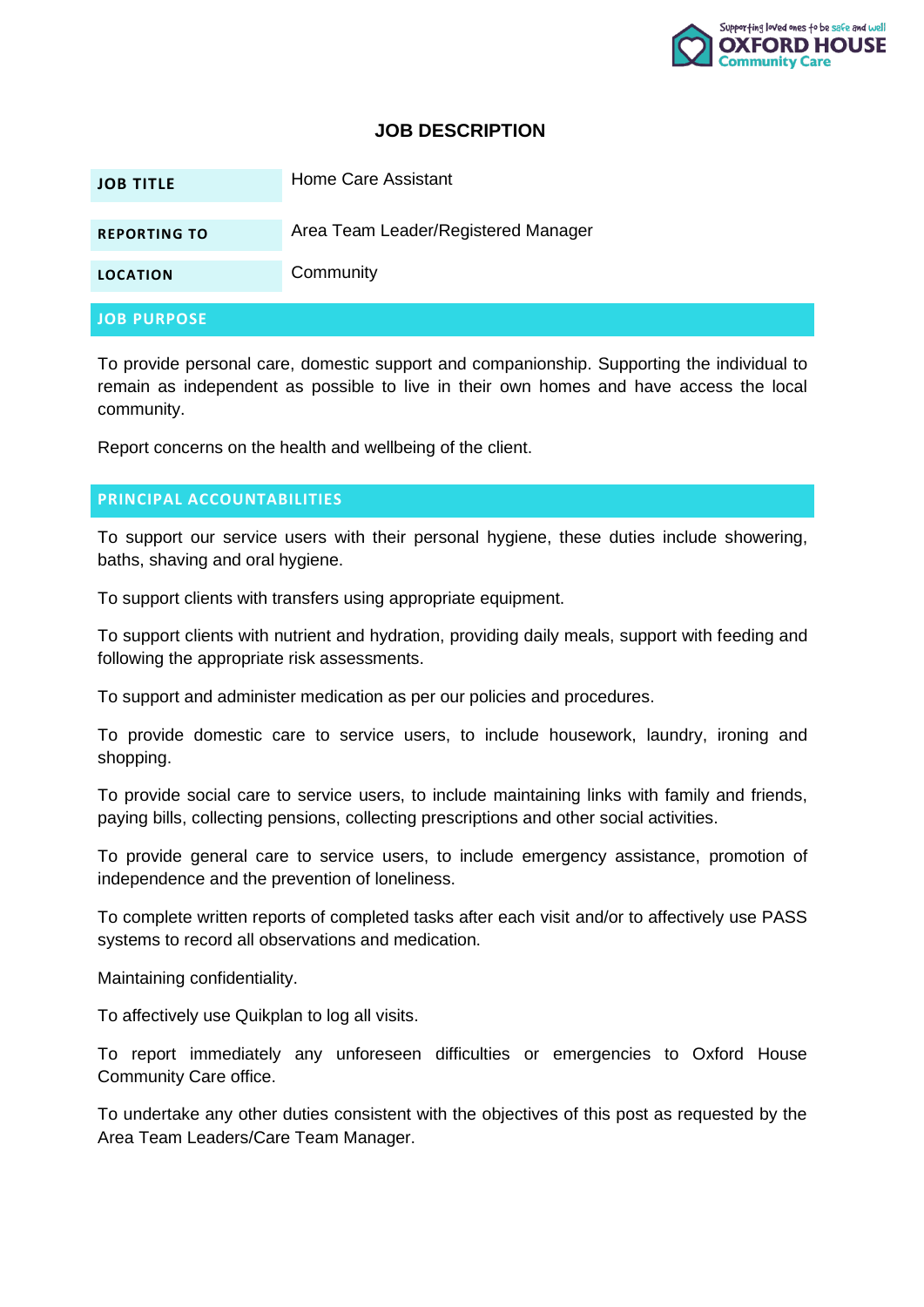Supporting loved ones to be safe and well
OXFORD HOUSE
Community Care

# JOB DESCRIPTION

| JOB TITLE | Home Care Assistant |
|---|---|
| REPORTING TO | Area Team Leader/Registered Manager |
| LOCATION | Community |

## JOB PURPOSE

To provide personal care, domestic support and companionship. Supporting the individual to remain as independent as possible to live in their own homes and have access the local community.

Report concerns on the health and wellbeing of the client.

## PRINCIPAL ACCOUNTABILITIES

To support our service users with their personal hygiene, these duties include showering, baths, shaving and oral hygiene.

To support clients with transfers using appropriate equipment.

To support clients with nutrient and hydration, providing daily meals, support with feeding and following the appropriate risk assessments.

To support and administer medication as per our policies and procedures.

To provide domestic care to service users, to include housework, laundry, ironing and shopping.

To provide social care to service users, to include maintaining links with family and friends, paying bills, collecting pensions, collecting prescriptions and other social activities.

To provide general care to service users, to include emergency assistance, promotion of independence and the prevention of loneliness.

To complete written reports of completed tasks after each visit and/or to affectively use PASS systems to record all observations and medication.

Maintaining confidentiality.

To affectively use Quikplan to log all visits.

To report immediately any unforeseen difficulties or emergencies to Oxford House Community Care office.

To undertake any other duties consistent with the objectives of this post as requested by the Area Team Leaders/Care Team Manager.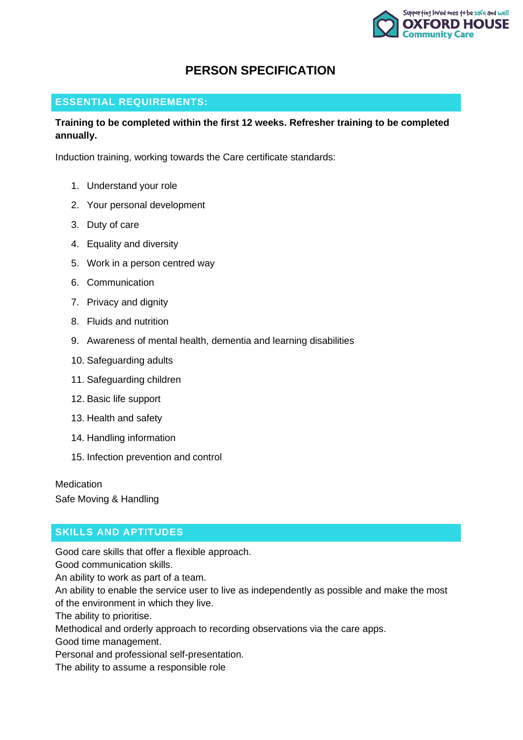# PERSON SPECIFICATION

## ESSENTIAL REQUIREMENTS:

**Training to be completed within the first 12 weeks. Refresher training to be completed annually.**

Induction training, working towards the Care certificate standards:

1. Understand your role
2. Your personal development
3. Duty of care
4. Equality and diversity
5. Work in a person centred way
6. Communication
7. Privacy and dignity
8. Fluids and nutrition
9. Awareness of mental health, dementia and learning disabilities
10. Safeguarding adults
11. Safeguarding children
12. Basic life support
13. Health and safety
14. Handling information
15. Infection prevention and control

Medication
Safe Moving & Handling

## SKILLS AND APTITUDES

Good care skills that offer a flexible approach.
Good communication skills.
An ability to work as part of a team.
An ability to enable the service user to live as independently as possible and make the most of the environment in which they live.
The ability to prioritise.
Methodical and orderly approach to recording observations via the care apps.
Good time management.
Personal and professional self-presentation.
The ability to assume a responsible role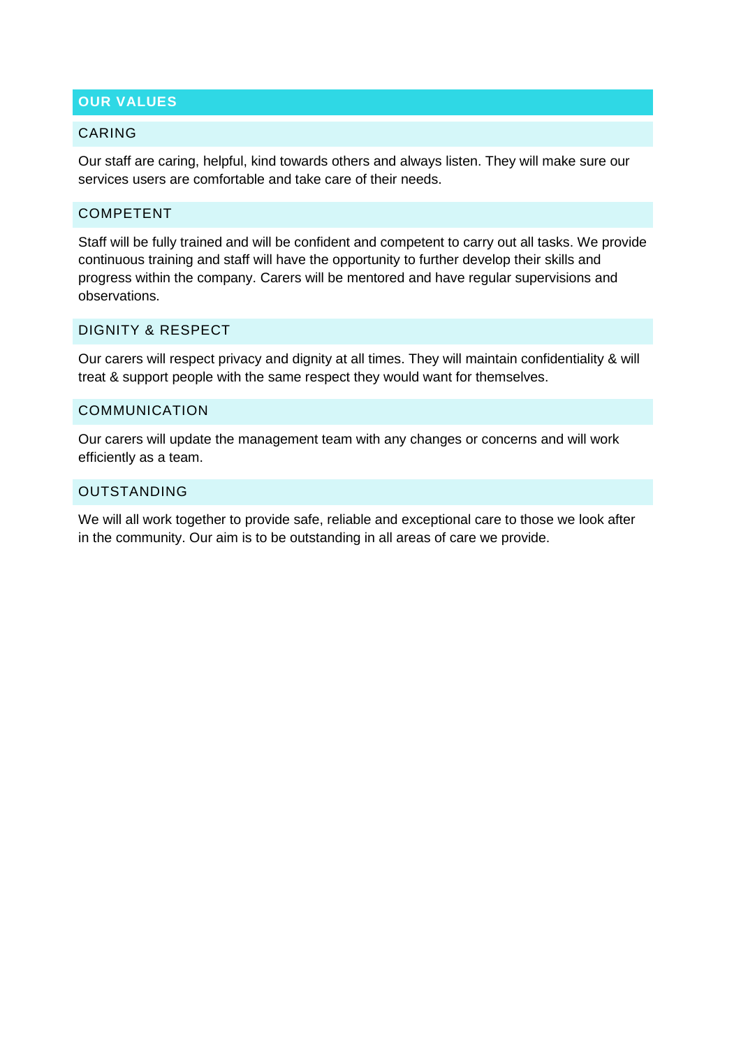## OUR VALUES

### CARING

Our staff are caring, helpful, kind towards others and always listen. They will make sure our services users are comfortable and take care of their needs.

### COMPETENT

Staff will be fully trained and will be confident and competent to carry out all tasks. We provide continuous training and staff will have the opportunity to further develop their skills and progress within the company. Carers will be mentored and have regular supervisions and observations.

### DIGNITY & RESPECT

Our carers will respect privacy and dignity at all times. They will maintain confidentiality & will treat & support people with the same respect they would want for themselves.

### COMMUNICATION

Our carers will update the management team with any changes or concerns and will work efficiently as a team.

### OUTSTANDING

We will all work together to provide safe, reliable and exceptional care to those we look after in the community. Our aim is to be outstanding in all areas of care we provide.